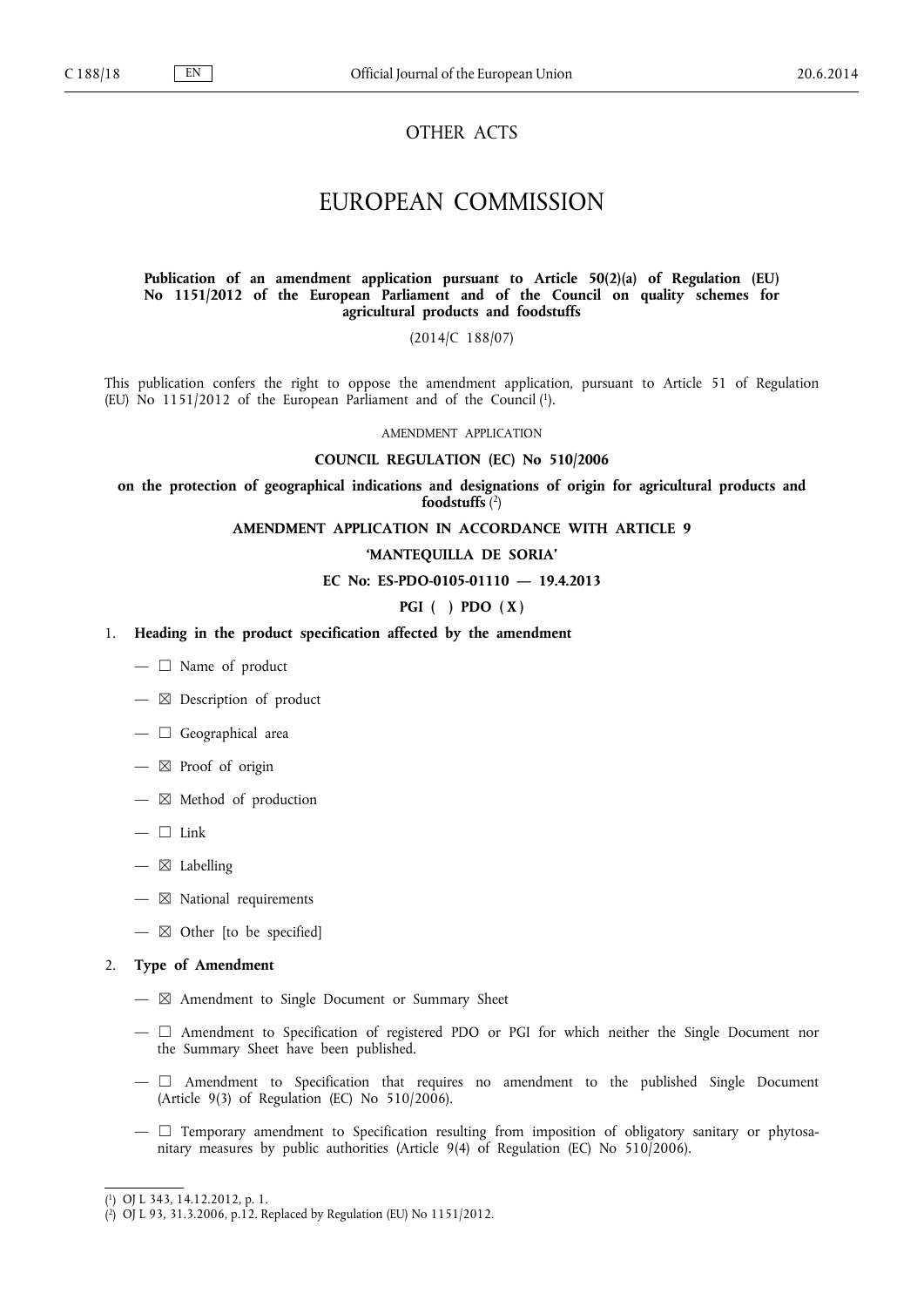# OTHER ACTS

# EUROPEAN COMMISSION

**Publication of an amendment application pursuant to Article 50(2)(a) of Regulation (EU) No 1151/2012 of the European Parliament and of the Council on quality schemes for agricultural products and foodstuffs**

(2014/C 188/07)

This publication confers the right to oppose the amendment application, pursuant to Article 51 of Regulation (EU) No 1151/2012 of the European Parliament and of the Council [1].

AMENDMENT APPLICATION

**COUNCIL REGULATION (EC) No 510/2006**

**on the protection of geographical indications and designations of origin for agricultural products and foodstuffs** [2]

**AMENDMENT APPLICATION IN ACCORDANCE WITH ARTICLE 9**

**'MANTEQUILLA DE SORIA'**

**EC No: ES-PDO-0105-01110 — 19.4.2013**

**PGI ( ) PDO ( X )**

1. **Heading in the product specification affected by the amendment**

   — ☐ Name of product

   — ☒ Description of product

   — ☐ Geographical area

   — ☒ Proof of origin

   — ☒ Method of production

   — ☐ Link

   — ☒ Labelling

   — ☒ National requirements

   — ☒ Other [to be specified]

2. **Type of Amendment**

   — ☒ Amendment to Single Document or Summary Sheet

   — ☐ Amendment to Specification of registered PDO or PGI for which neither the Single Document nor the Summary Sheet have been published.

   — ☐ Amendment to Specification that requires no amendment to the published Single Document (Article 9(3) of Regulation (EC) No 510/2006).

   — ☐ Temporary amendment to Specification resulting from imposition of obligatory sanitary or phytosanitary measures by public authorities (Article 9(4) of Regulation (EC) No 510/2006).

---

[1] OJ L 343, 14.12.2012, p. 1.

[2] OJ L 93, 31.3.2006, p.12. Replaced by Regulation (EU) No 1151/2012.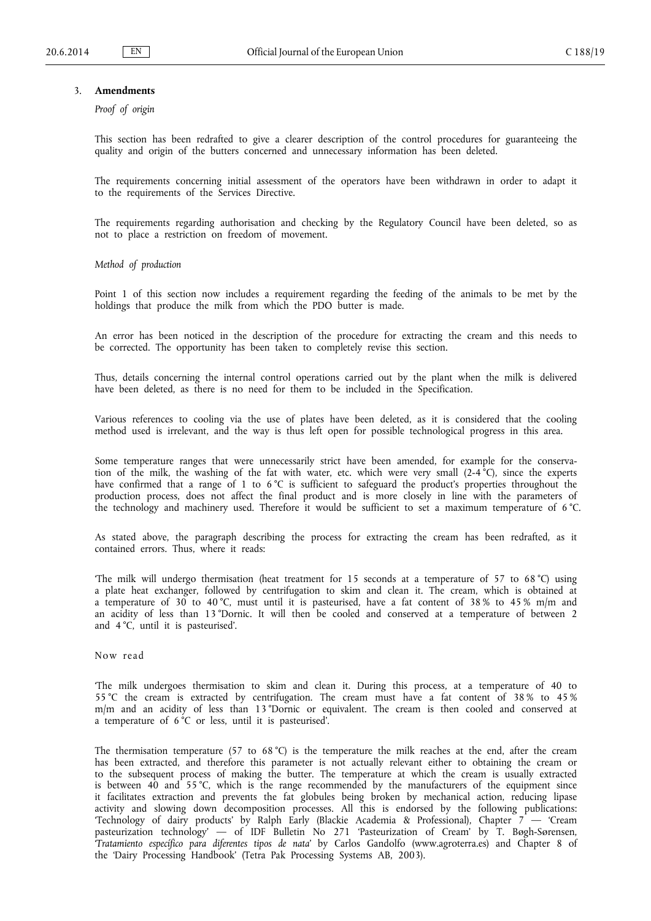## 3. **Amendments**

*Proof of origin*

This section has been redrafted to give a clearer description of the control procedures for guaranteeing the quality and origin of the butters concerned and unnecessary information has been deleted.

The requirements concerning initial assessment of the operators have been withdrawn in order to adapt it to the requirements of the Services Directive.

The requirements regarding authorisation and checking by the Regulatory Council have been deleted, so as not to place a restriction on freedom of movement.

*Method of production*

Point 1 of this section now includes a requirement regarding the feeding of the animals to be met by the holdings that produce the milk from which the PDO butter is made.

An error has been noticed in the description of the procedure for extracting the cream and this needs to be corrected. The opportunity has been taken to completely revise this section.

Thus, details concerning the internal control operations carried out by the plant when the milk is delivered have been deleted, as there is no need for them to be included in the Specification.

Various references to cooling via the use of plates have been deleted, as it is considered that the cooling method used is irrelevant, and the way is thus left open for possible technological progress in this area.

Some temperature ranges that were unnecessarily strict have been amended, for example for the conservation of the milk, the washing of the fat with water, etc. which were very small (2-4 °C), since the experts have confirmed that a range of 1 to 6 °C is sufficient to safeguard the product's properties throughout the production process, does not affect the final product and is more closely in line with the parameters of the technology and machinery used. Therefore it would be sufficient to set a maximum temperature of 6 °C.

As stated above, the paragraph describing the process for extracting the cream has been redrafted, as it contained errors. Thus, where it reads:

'The milk will undergo thermisation (heat treatment for 15 seconds at a temperature of 57 to 68 °C) using a plate heat exchanger, followed by centrifugation to skim and clean it. The cream, which is obtained at a temperature of 30 to 40 °C, must until it is pasteurised, have a fat content of 38 % to 45 % m/m and an acidity of less than 13 °Dornic. It will then be cooled and conserved at a temperature of between 2 and 4 °C, until it is pasteurised'.

Now read

'The milk undergoes thermisation to skim and clean it. During this process, at a temperature of 40 to 55 °C the cream is extracted by centrifugation. The cream must have a fat content of 38 % to 45 % m/m and an acidity of less than 13 °Dornic or equivalent. The cream is then cooled and conserved at a temperature of 6 °C or less, until it is pasteurised'.

The thermisation temperature (57 to 68 °C) is the temperature the milk reaches at the end, after the cream has been extracted, and therefore this parameter is not actually relevant either to obtaining the cream or to the subsequent process of making the butter. The temperature at which the cream is usually extracted is between 40 and 55 °C, which is the range recommended by the manufacturers of the equipment since it facilitates extraction and prevents the fat globules being broken by mechanical action, reducing lipase activity and slowing down decomposition processes. All this is endorsed by the following publications: 'Technology of dairy products' by Ralph Early (Blackie Academia & Professional), Chapter 7 — 'Cream pasteurization technology' — of IDF Bulletin No 271 'Pasteurization of Cream' by T. Bøgh-Sørensen, '*Tratamiento específico para diferentes tipos de nata*' by Carlos Gandolfo (www.agroterra.es) and Chapter 8 of the 'Dairy Processing Handbook' (Tetra Pak Processing Systems AB, 2003).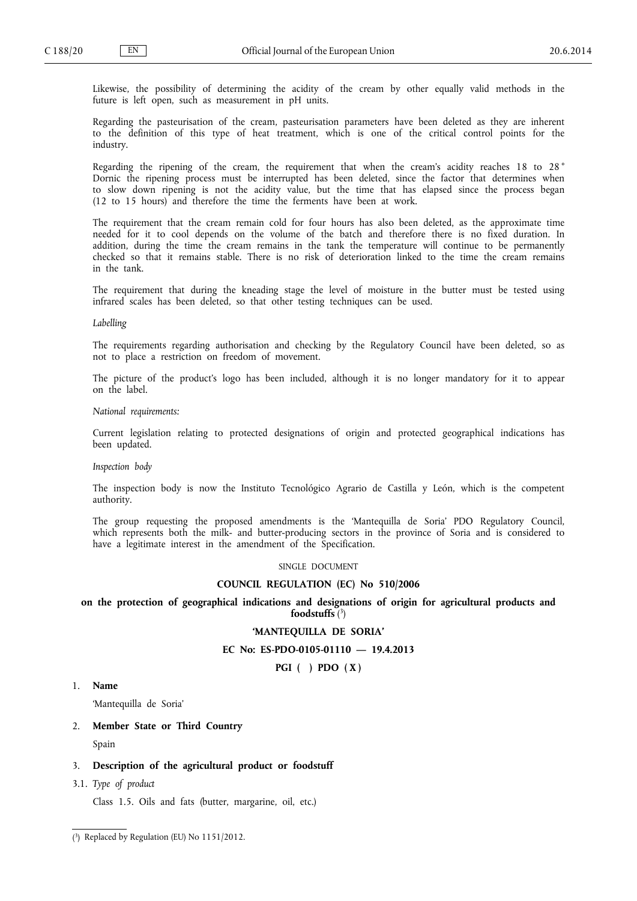Likewise, the possibility of determining the acidity of the cream by other equally valid methods in the future is left open, such as measurement in pH units.

Regarding the pasteurisation of the cream, pasteurisation parameters have been deleted as they are inherent to the definition of this type of heat treatment, which is one of the critical control points for the industry.

Regarding the ripening of the cream, the requirement that when the cream's acidity reaches 18 to 28 ° Dornic the ripening process must be interrupted has been deleted, since the factor that determines when to slow down ripening is not the acidity value, but the time that has elapsed since the process began (12 to 15 hours) and therefore the time the ferments have been at work.

The requirement that the cream remain cold for four hours has also been deleted, as the approximate time needed for it to cool depends on the volume of the batch and therefore there is no fixed duration. In addition, during the time the cream remains in the tank the temperature will continue to be permanently checked so that it remains stable. There is no risk of deterioration linked to the time the cream remains in the tank.

The requirement that during the kneading stage the level of moisture in the butter must be tested using infrared scales has been deleted, so that other testing techniques can be used.

*Labelling*

The requirements regarding authorisation and checking by the Regulatory Council have been deleted, so as not to place a restriction on freedom of movement.

The picture of the product's logo has been included, although it is no longer mandatory for it to appear on the label.

*National requirements:*

Current legislation relating to protected designations of origin and protected geographical indications has been updated.

*Inspection body*

The inspection body is now the Instituto Tecnológico Agrario de Castilla y León, which is the competent authority.

The group requesting the proposed amendments is the 'Mantequilla de Soria' PDO Regulatory Council, which represents both the milk- and butter-producing sectors in the province of Soria and is considered to have a legitimate interest in the amendment of the Specification.

SINGLE DOCUMENT

**COUNCIL REGULATION (EC) No 510/2006**

**on the protection of geographical indications and designations of origin for agricultural products and foodstuffs** [3]

**'MANTEQUILLA DE SORIA'**

**EC No: ES-PDO-0105-01110 — 19.4.2013**

**PGI ( ) PDO ( X )**

1. **Name**

   'Mantequilla de Soria'

2. **Member State or Third Country**

   Spain

3. **Description of the agricultural product or foodstuff**

3.1. *Type of product*

   Class 1.5. Oils and fats (butter, margarine, oil, etc.)

---

[3] Replaced by Regulation (EU) No 1151/2012.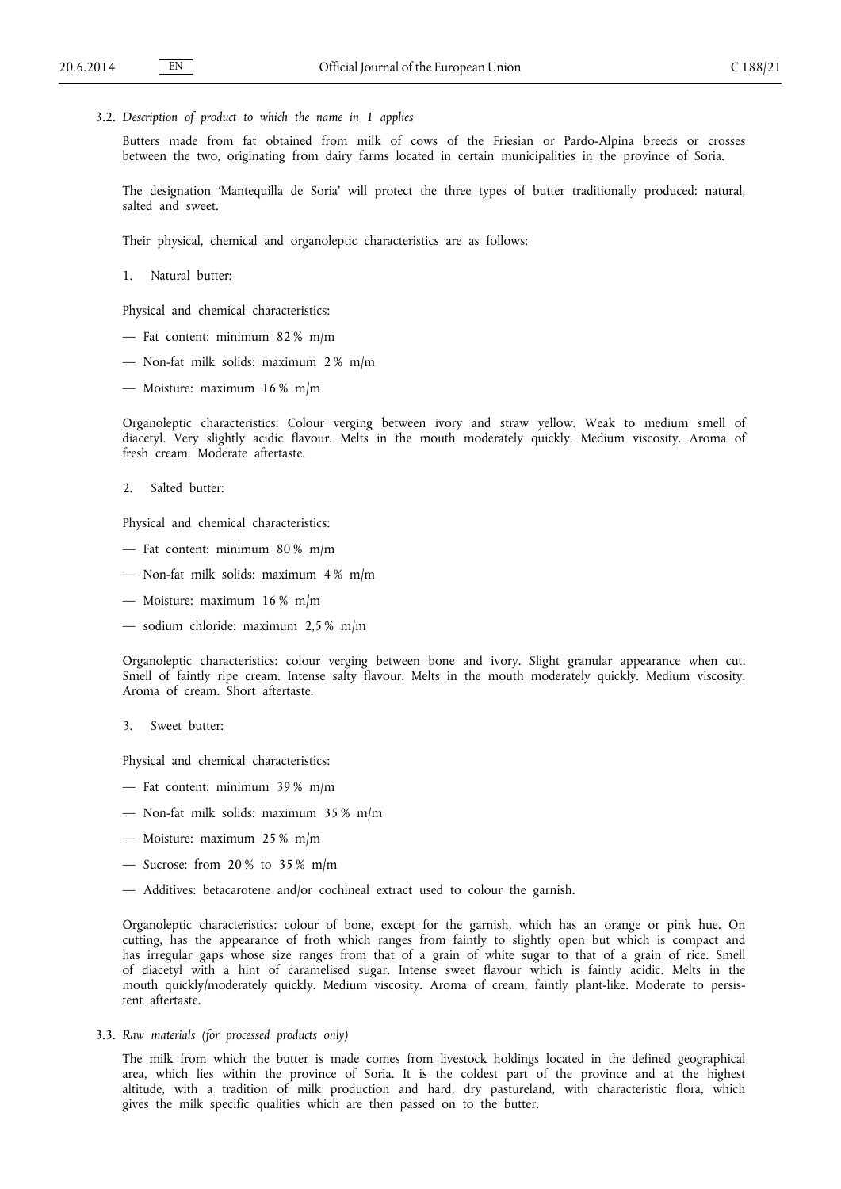3.2. *Description of product to which the name in 1 applies*

Butters made from fat obtained from milk of cows of the Friesian or Pardo-Alpina breeds or crosses between the two, originating from dairy farms located in certain municipalities in the province of Soria.

The designation 'Mantequilla de Soria' will protect the three types of butter traditionally produced: natural, salted and sweet.

Their physical, chemical and organoleptic characteristics are as follows:

1. Natural butter:

Physical and chemical characteristics:

— Fat content: minimum 82 % m/m

— Non-fat milk solids: maximum 2 % m/m

— Moisture: maximum 16 % m/m

Organoleptic characteristics: Colour verging between ivory and straw yellow. Weak to medium smell of diacetyl. Very slightly acidic flavour. Melts in the mouth moderately quickly. Medium viscosity. Aroma of fresh cream. Moderate aftertaste.

2. Salted butter:

Physical and chemical characteristics:

— Fat content: minimum 80 % m/m

— Non-fat milk solids: maximum 4 % m/m

— Moisture: maximum 16 % m/m

— sodium chloride: maximum 2,5 % m/m

Organoleptic characteristics: colour verging between bone and ivory. Slight granular appearance when cut. Smell of faintly ripe cream. Intense salty flavour. Melts in the mouth moderately quickly. Medium viscosity. Aroma of cream. Short aftertaste.

3. Sweet butter:

Physical and chemical characteristics:

— Fat content: minimum 39 % m/m

— Non-fat milk solids: maximum 35 % m/m

— Moisture: maximum 25 % m/m

— Sucrose: from 20 % to 35 % m/m

— Additives: betacarotene and/or cochineal extract used to colour the garnish.

Organoleptic characteristics: colour of bone, except for the garnish, which has an orange or pink hue. On cutting, has the appearance of froth which ranges from faintly to slightly open but which is compact and has irregular gaps whose size ranges from that of a grain of white sugar to that of a grain of rice. Smell of diacetyl with a hint of caramelised sugar. Intense sweet flavour which is faintly acidic. Melts in the mouth quickly/moderately quickly. Medium viscosity. Aroma of cream, faintly plant-like. Moderate to persistent aftertaste.

3.3. *Raw materials (for processed products only)*

The milk from which the butter is made comes from livestock holdings located in the defined geographical area, which lies within the province of Soria. It is the coldest part of the province and at the highest altitude, with a tradition of milk production and hard, dry pastureland, with characteristic flora, which gives the milk specific qualities which are then passed on to the butter.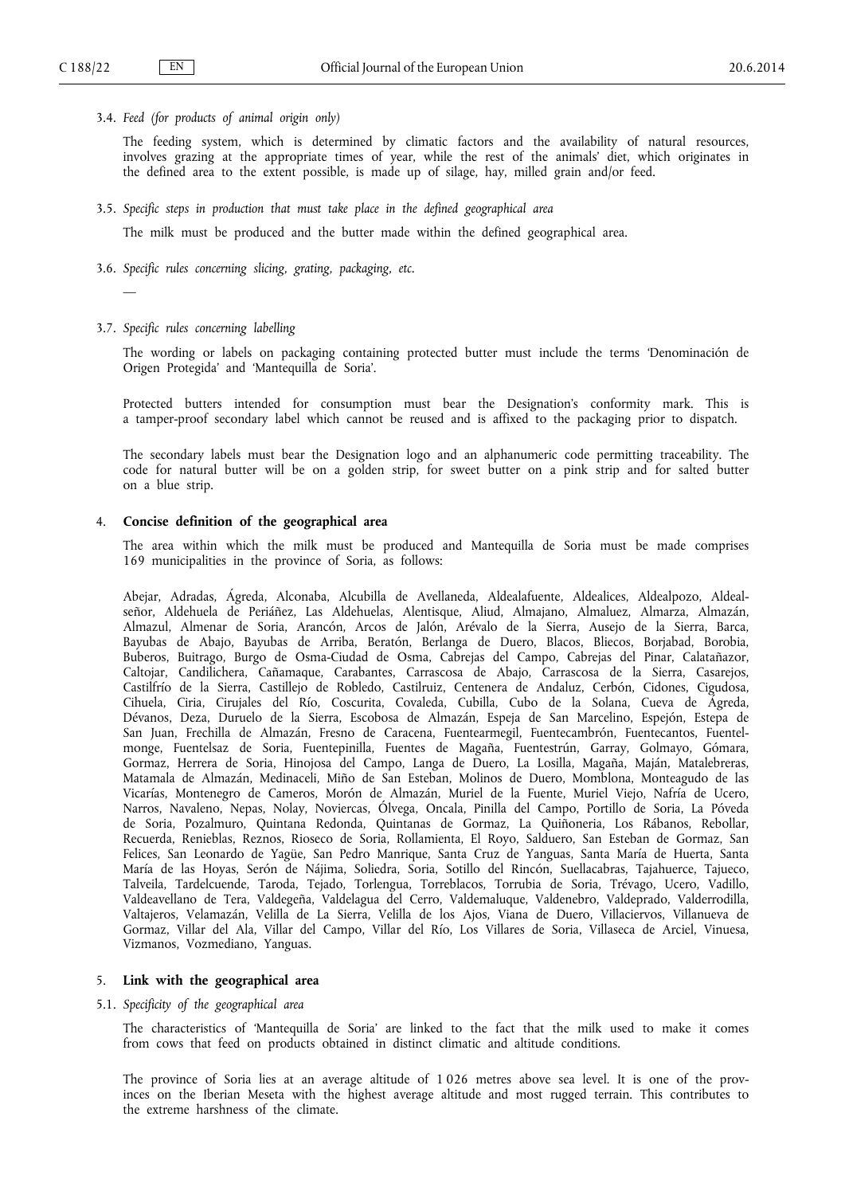3.4. *Feed (for products of animal origin only)*

The feeding system, which is determined by climatic factors and the availability of natural resources, involves grazing at the appropriate times of year, while the rest of the animals' diet, which originates in the defined area to the extent possible, is made up of silage, hay, milled grain and/or feed.

3.5. *Specific steps in production that must take place in the defined geographical area*

The milk must be produced and the butter made within the defined geographical area.

3.6. *Specific rules concerning slicing, grating, packaging, etc.*

—

3.7. *Specific rules concerning labelling*

The wording or labels on packaging containing protected butter must include the terms 'Denominación de Origen Protegida' and 'Mantequilla de Soria'.

Protected butters intended for consumption must bear the Designation's conformity mark. This is a tamper-proof secondary label which cannot be reused and is affixed to the packaging prior to dispatch.

The secondary labels must bear the Designation logo and an alphanumeric code permitting traceability. The code for natural butter will be on a golden strip, for sweet butter on a pink strip and for salted butter on a blue strip.

## 4. Concise definition of the geographical area

The area within which the milk must be produced and Mantequilla de Soria must be made comprises 169 municipalities in the province of Soria, as follows:

Abejar, Adradas, Ágreda, Alconaba, Alcubilla de Avellaneda, Aldealafuente, Aldealices, Aldealpozo, Aldealseñor, Aldehuela de Periáñez, Las Aldehuelas, Alentisque, Aliud, Almajano, Almaluez, Almarza, Almazán, Almazul, Almenar de Soria, Arancón, Arcos de Jalón, Arévalo de la Sierra, Ausejo de la Sierra, Barca, Bayubas de Abajo, Bayubas de Arriba, Beratón, Berlanga de Duero, Blacos, Bliecos, Borjabad, Borobia, Buberos, Buitrago, Burgo de Osma-Ciudad de Osma, Cabrejas del Campo, Cabrejas del Pinar, Calatañazor, Caltojar, Candilichera, Cañamaque, Carabantes, Carrascosa de Abajo, Carrascosa de la Sierra, Casarejos, Castilfrío de la Sierra, Castillejo de Robledo, Castilruiz, Centenera de Andaluz, Cerbón, Cidones, Cigudosa, Cihuela, Ciria, Cirujales del Río, Coscurita, Covaleda, Cubilla, Cubo de la Solana, Cueva de Ágreda, Dévanos, Deza, Duruelo de la Sierra, Escobosa de Almazán, Espeja de San Marcelino, Espejón, Estepa de San Juan, Frechilla de Almazán, Fresno de Caracena, Fuentearmegil, Fuentecambrón, Fuentecantos, Fuentelmonge, Fuentelsaz de Soria, Fuentepinilla, Fuentes de Magaña, Fuentestrún, Garray, Golmayo, Gómara, Gormaz, Herrera de Soria, Hinojosa del Campo, Langa de Duero, La Losilla, Magaña, Maján, Matalebreras, Matamala de Almazán, Medinaceli, Miño de San Esteban, Molinos de Duero, Momblona, Monteagudo de las Vicarías, Montenegro de Cameros, Morón de Almazán, Muriel de la Fuente, Muriel Viejo, Nafría de Ucero, Narros, Navaleno, Nepas, Nolay, Noviercas, Ólvega, Oncala, Pinilla del Campo, Portillo de Soria, La Póveda de Soria, Pozalmuro, Quintana Redonda, Quintanas de Gormaz, La Quiñoneria, Los Rábanos, Rebollar, Recuerda, Renieblas, Reznos, Rioseco de Soria, Rollamienta, El Royo, Salduero, San Esteban de Gormaz, San Felices, San Leonardo de Yagüe, San Pedro Manrique, Santa Cruz de Yanguas, Santa María de Huerta, Santa María de las Hoyas, Serón de Nájima, Soliedra, Soria, Sotillo del Rincón, Suellacabras, Tajahuerce, Tajueco, Talveila, Tardelcuende, Taroda, Tejado, Torlengua, Torreblacos, Torrubia de Soria, Trévago, Ucero, Vadillo, Valdeavellano de Tera, Valdegeña, Valdelagua del Cerro, Valdemaluque, Valdenebro, Valdeprado, Valderrodilla, Valtajeros, Velamazán, Velilla de La Sierra, Velilla de los Ajos, Viana de Duero, Villaciervos, Villanueva de Gormaz, Villar del Ala, Villar del Campo, Villar del Río, Los Villares de Soria, Villaseca de Arciel, Vinuesa, Vizmanos, Vozmediano, Yanguas.

## 5. Link with the geographical area

5.1. *Specificity of the geographical area*

The characteristics of 'Mantequilla de Soria' are linked to the fact that the milk used to make it comes from cows that feed on products obtained in distinct climatic and altitude conditions.

The province of Soria lies at an average altitude of 1 026 metres above sea level. It is one of the provinces on the Iberian Meseta with the highest average altitude and most rugged terrain. This contributes to the extreme harshness of the climate.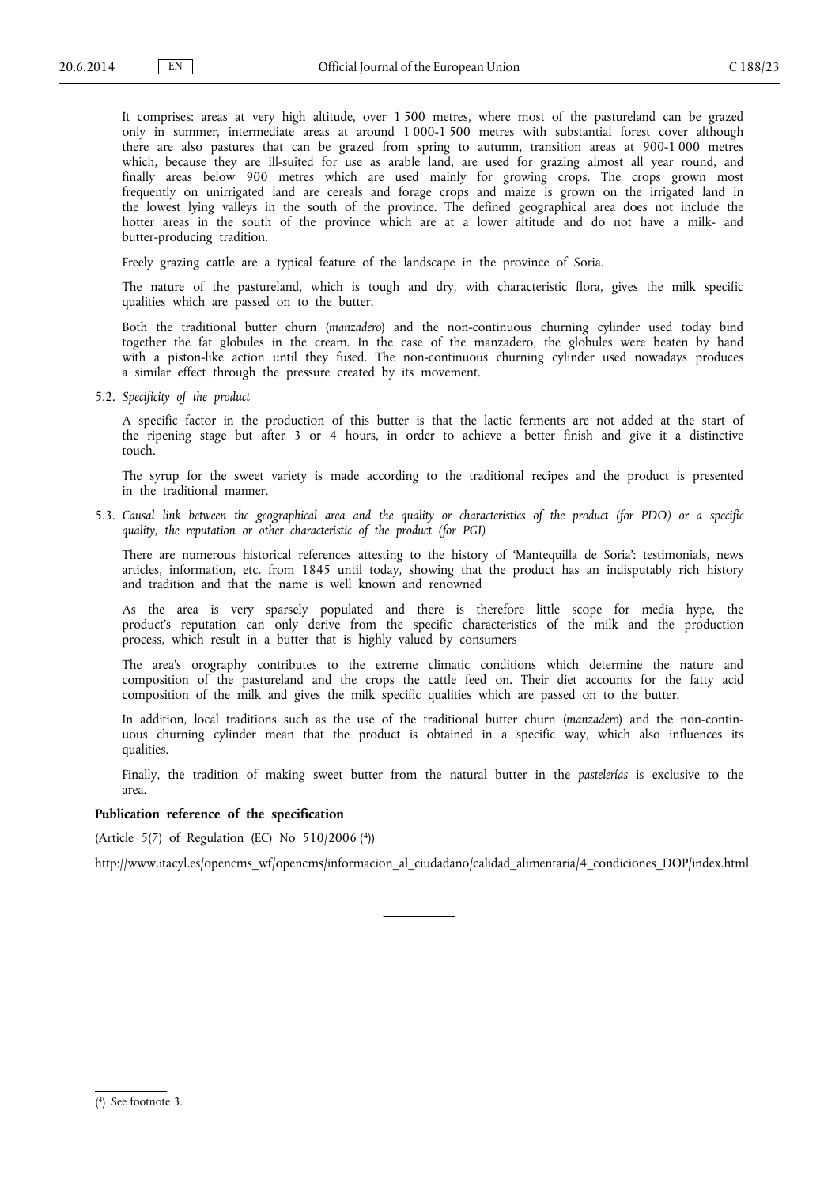It comprises: areas at very high altitude, over 1 500 metres, where most of the pastureland can be grazed only in summer, intermediate areas at around 1 000-1 500 metres with substantial forest cover although there are also pastures that can be grazed from spring to autumn, transition areas at 900-1 000 metres which, because they are ill-suited for use as arable land, are used for grazing almost all year round, and finally areas below 900 metres which are used mainly for growing crops. The crops grown most frequently on unirrigated land are cereals and forage crops and maize is grown on the irrigated land in the lowest lying valleys in the south of the province. The defined geographical area does not include the hotter areas in the south of the province which are at a lower altitude and do not have a milk- and butter-producing tradition.

Freely grazing cattle are a typical feature of the landscape in the province of Soria.

The nature of the pastureland, which is tough and dry, with characteristic flora, gives the milk specific qualities which are passed on to the butter.

Both the traditional butter churn (*manzadero*) and the non-continuous churning cylinder used today bind together the fat globules in the cream. In the case of the manzadero, the globules were beaten by hand with a piston-like action until they fused. The non-continuous churning cylinder used nowadays produces a similar effect through the pressure created by its movement.

5.2. *Specificity of the product*

A specific factor in the production of this butter is that the lactic ferments are not added at the start of the ripening stage but after 3 or 4 hours, in order to achieve a better finish and give it a distinctive touch.

The syrup for the sweet variety is made according to the traditional recipes and the product is presented in the traditional manner.

5.3. *Causal link between the geographical area and the quality or characteristics of the product (for PDO) or a specific quality, the reputation or other characteristic of the product (for PGI)*

There are numerous historical references attesting to the history of 'Mantequilla de Soria': testimonials, news articles, information, etc. from 1845 until today, showing that the product has an indisputably rich history and tradition and that the name is well known and renowned

As the area is very sparsely populated and there is therefore little scope for media hype, the product's reputation can only derive from the specific characteristics of the milk and the production process, which result in a butter that is highly valued by consumers

The area's orography contributes to the extreme climatic conditions which determine the nature and composition of the pastureland and the crops the cattle feed on. Their diet accounts for the fatty acid composition of the milk and gives the milk specific qualities which are passed on to the butter.

In addition, local traditions such as the use of the traditional butter churn (*manzadero*) and the non-continuous churning cylinder mean that the product is obtained in a specific way, which also influences its qualities.

Finally, the tradition of making sweet butter from the natural butter in the *pastelerías* is exclusive to the area.

**Publication reference of the specification**

(Article 5(7) of Regulation (EC) No 510/2006 [4])

http://www.itacyl.es/opencms_wf/opencms/informacion_al_ciudadano/calidad_alimentaria/4_condiciones_DOP/index.html

---

[4] See footnote 3.